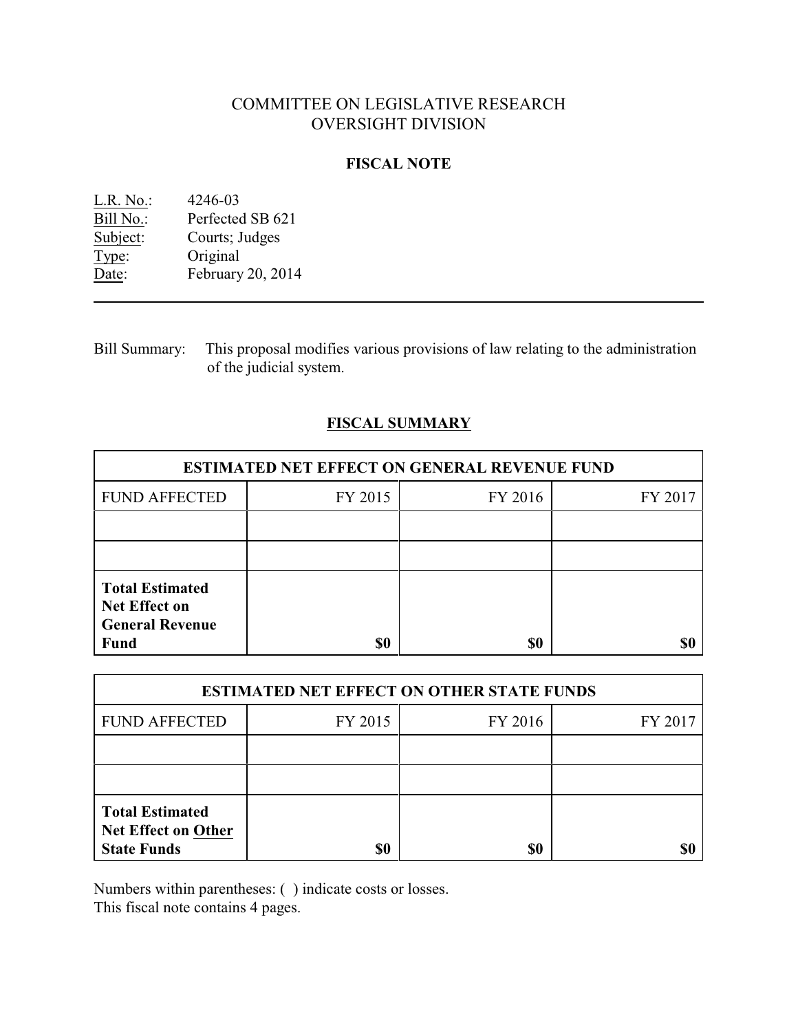# COMMITTEE ON LEGISLATIVE RESEARCH
# OVERSIGHT DIVISION

## FISCAL NOTE

L.R. No.: 4246-03
Bill No.: Perfected SB 621
Subject: Courts; Judges
Type: Original
Date: February 20, 2014

---

Bill Summary: This proposal modifies various provisions of law relating to the administration of the judicial system.

## FISCAL SUMMARY

| ESTIMATED NET EFFECT ON GENERAL REVENUE FUND | | | |
|---|---|---|---|
| FUND AFFECTED | FY 2015 | FY 2016 | FY 2017 |
| | | | |
| | | | |
| **Total Estimated Net Effect on General Revenue Fund** | **$0** | **$0** | **$0** |

| ESTIMATED NET EFFECT ON OTHER STATE FUNDS | | | |
|---|---|---|---|
| FUND AFFECTED | FY 2015 | FY 2016 | FY 2017 |
| | | | |
| | | | |
| **Total Estimated Net Effect on Other State Funds** | **$0** | **$0** | **$0** |

Numbers within parentheses: ( ) indicate costs or losses.
This fiscal note contains 4 pages.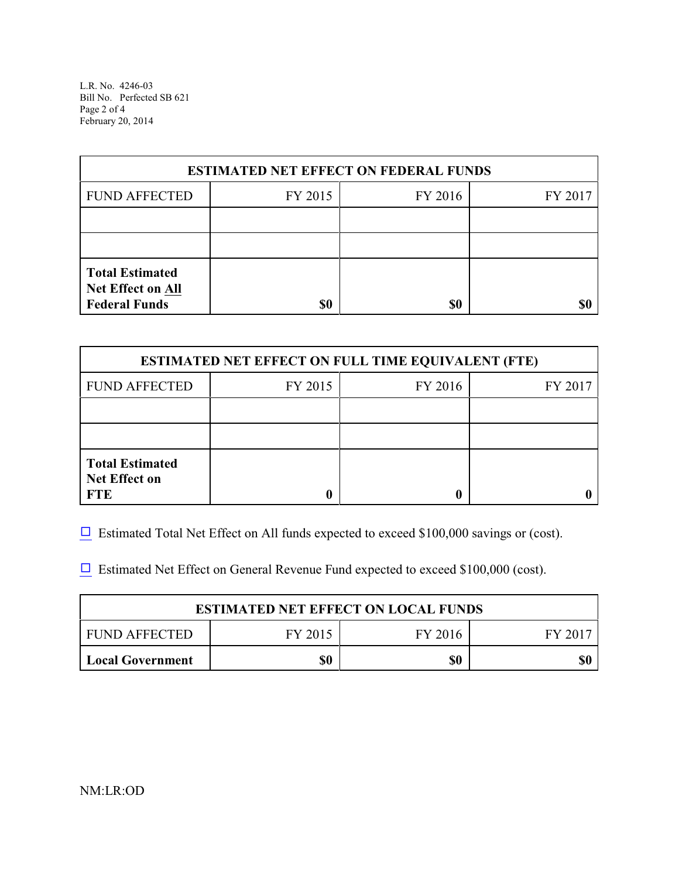| ESTIMATED NET EFFECT ON FEDERAL FUNDS | | | |
|---|---|---|---|
| FUND AFFECTED | FY 2015 | FY 2016 | FY 2017 |
| | | | |
| | | | |
| **Total Estimated Net Effect on All Federal Funds** | **$0** | **$0** | **$0** |

| ESTIMATED NET EFFECT ON FULL TIME EQUIVALENT (FTE) | | | |
|---|---|---|---|
| FUND AFFECTED | FY 2015 | FY 2016 | FY 2017 |
| | | | |
| | | | |
| **Total Estimated Net Effect on FTE** | **0** | **0** | **0** |

☐ Estimated Total Net Effect on All funds expected to exceed $100,000 savings or (cost).

☐ Estimated Net Effect on General Revenue Fund expected to exceed $100,000 (cost).

| ESTIMATED NET EFFECT ON LOCAL FUNDS | | | |
|---|---|---|---|
| FUND AFFECTED | FY 2015 | FY 2016 | FY 2017 |
| **Local Government** | **$0** | **$0** | **$0** |

NM:LR:OD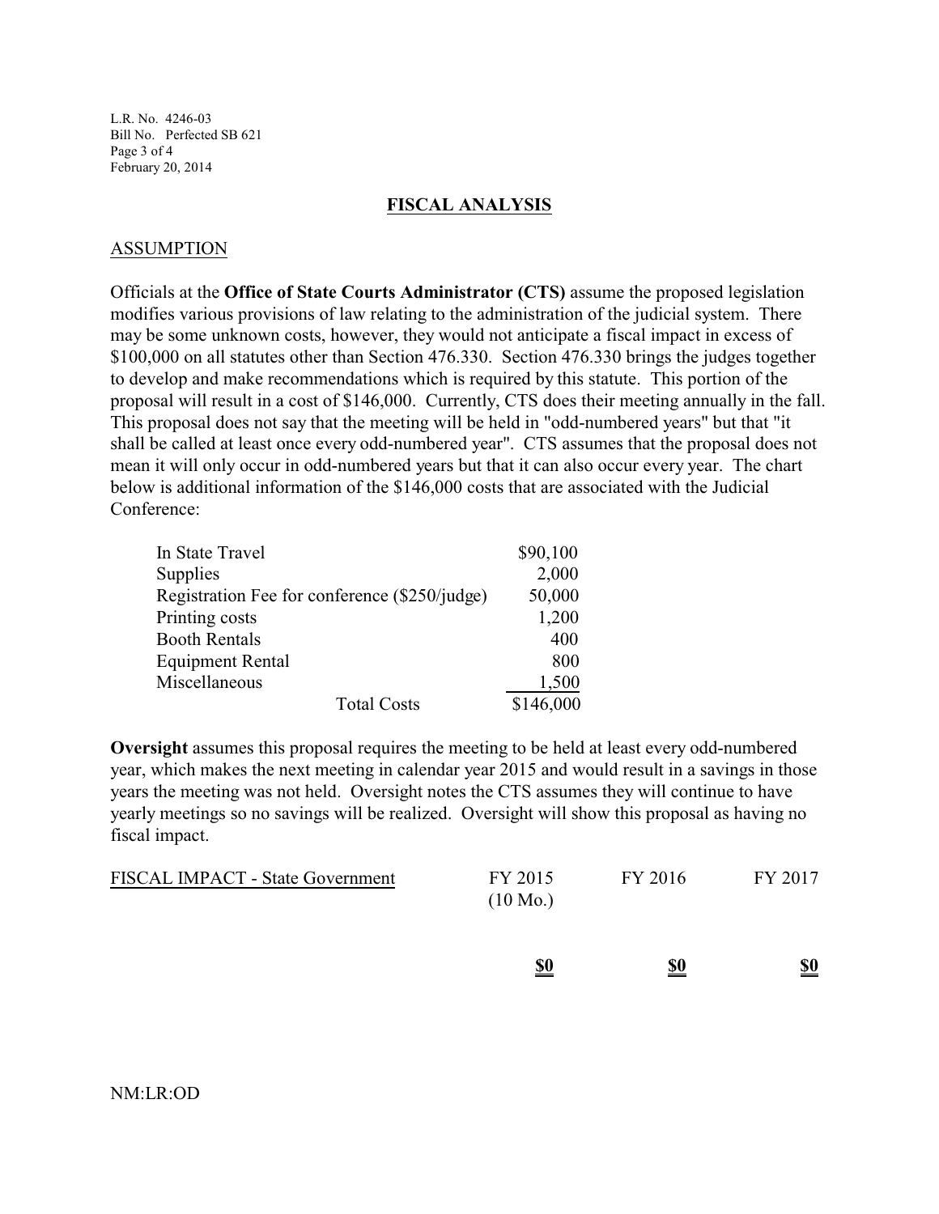## FISCAL ANALYSIS

### ASSUMPTION

Officials at the **Office of State Courts Administrator (CTS)** assume the proposed legislation modifies various provisions of law relating to the administration of the judicial system. There may be some unknown costs, however, they would not anticipate a fiscal impact in excess of $100,000 on all statutes other than Section 476.330. Section 476.330 brings the judges together to develop and make recommendations which is required by this statute. This portion of the proposal will result in a cost of $146,000. Currently, CTS does their meeting annually in the fall. This proposal does not say that the meeting will be held in "odd-numbered years" but that "it shall be called at least once every odd-numbered year". CTS assumes that the proposal does not mean it will only occur in odd-numbered years but that it can also occur every year. The chart below is additional information of the $146,000 costs that are associated with the Judicial Conference:

| Item | Cost |
|---|---|
| In State Travel | $90,100 |
| Supplies | 2,000 |
| Registration Fee for conference ($250/judge) | 50,000 |
| Printing costs | 1,200 |
| Booth Rentals | 400 |
| Equipment Rental | 800 |
| Miscellaneous | 1,500 |
| Total Costs | $146,000 |

**Oversight** assumes this proposal requires the meeting to be held at least every odd-numbered year, which makes the next meeting in calendar year 2015 and would result in a savings in those years the meeting was not held. Oversight notes the CTS assumes they will continue to have yearly meetings so no savings will be realized. Oversight will show this proposal as having no fiscal impact.

| FISCAL IMPACT - State Government | FY 2015 (10 Mo.) | FY 2016 | FY 2017 |
|---|---|---|---|
| | **$0** | **$0** | **$0** |

NM:LR:OD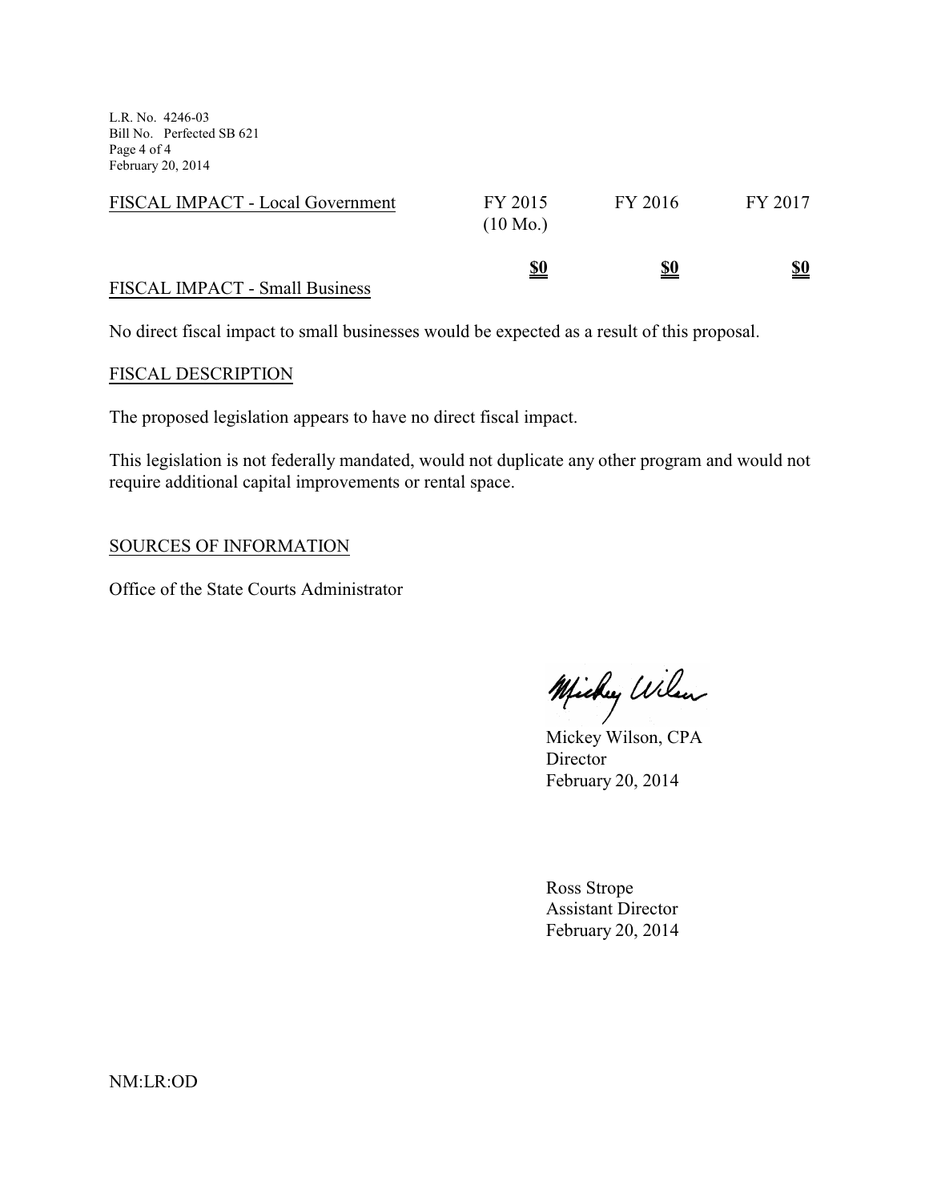| FISCAL IMPACT - Local Government | FY 2015 (10 Mo.) | FY 2016 | FY 2017 |
| --- | --- | --- | --- |
| | **$0** | **$0** | **$0** |

FISCAL IMPACT - Small Business

No direct fiscal impact to small businesses would be expected as a result of this proposal.

FISCAL DESCRIPTION

The proposed legislation appears to have no direct fiscal impact.

This legislation is not federally mandated, would not duplicate any other program and would not require additional capital improvements or rental space.

SOURCES OF INFORMATION

Office of the State Courts Administrator

Mickey Wilson, CPA
Director
February 20, 2014

Ross Strope
Assistant Director
February 20, 2014

NM:LR:OD